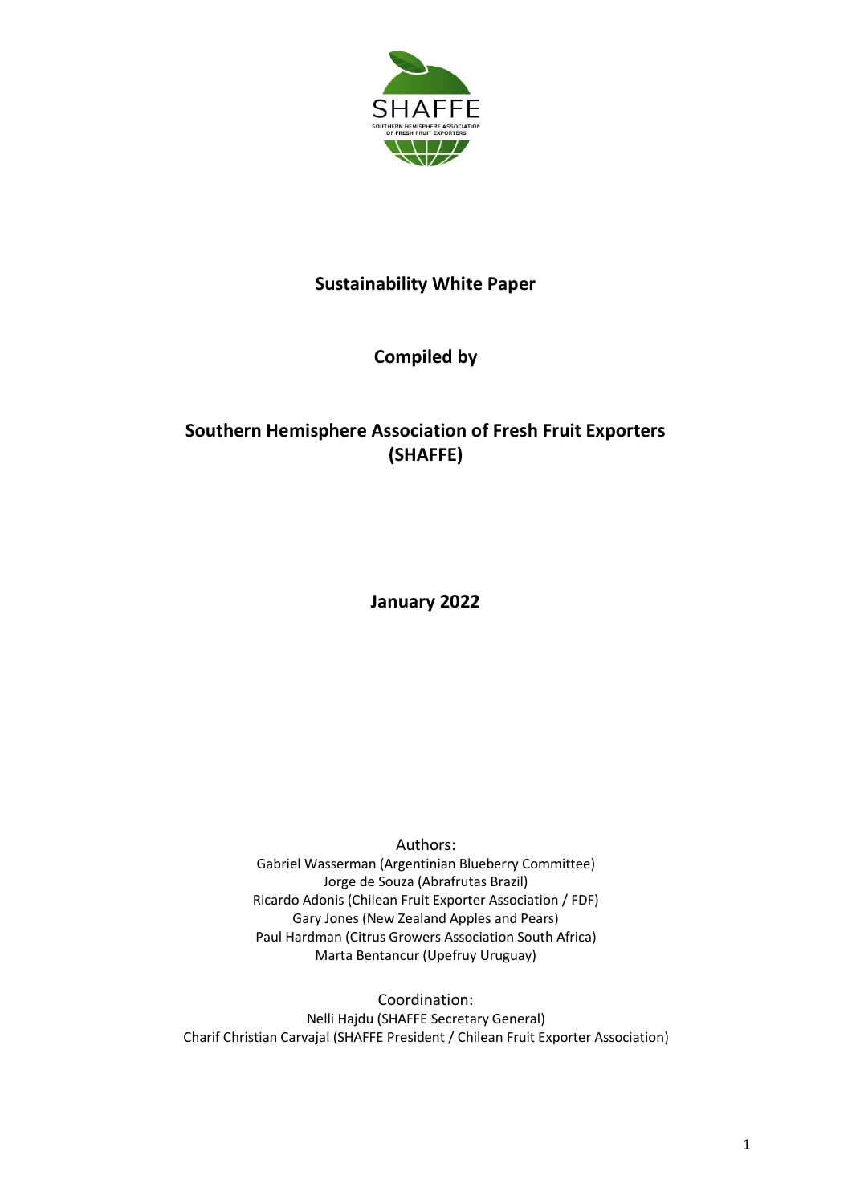SHAFFE

SOUTHERN HEMISPHERE ASSOCIATION OF FRESH FRUIT EXPORTERS

# Sustainability White Paper

**Compiled by**

## Southern Hemisphere Association of Fresh Fruit Exporters (SHAFFE)

**January 2022**

Authors:
Gabriel Wasserman (Argentinian Blueberry Committee)
Jorge de Souza (Abrafrutas Brazil)
Ricardo Adonis (Chilean Fruit Exporter Association / FDF)
Gary Jones (New Zealand Apples and Pears)
Paul Hardman (Citrus Growers Association South Africa)
Marta Bentancur (Upefruy Uruguay)

Coordination:
Nelli Hajdu (SHAFFE Secretary General)
Charif Christian Carvajal (SHAFFE President / Chilean Fruit Exporter Association)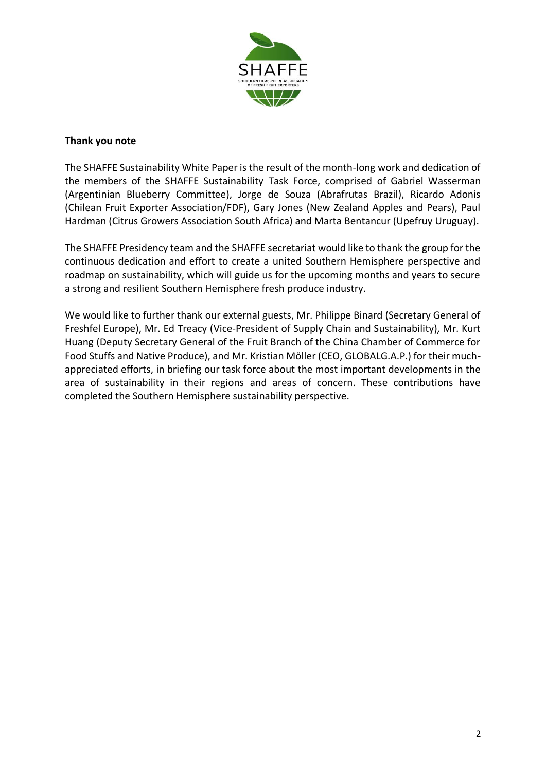**Thank you note**

The SHAFFE Sustainability White Paper is the result of the month-long work and dedication of the members of the SHAFFE Sustainability Task Force, comprised of Gabriel Wasserman (Argentinian Blueberry Committee), Jorge de Souza (Abrafrutas Brazil), Ricardo Adonis (Chilean Fruit Exporter Association/FDF), Gary Jones (New Zealand Apples and Pears), Paul Hardman (Citrus Growers Association South Africa) and Marta Bentancur (Upefruy Uruguay).

The SHAFFE Presidency team and the SHAFFE secretariat would like to thank the group for the continuous dedication and effort to create a united Southern Hemisphere perspective and roadmap on sustainability, which will guide us for the upcoming months and years to secure a strong and resilient Southern Hemisphere fresh produce industry.

We would like to further thank our external guests, Mr. Philippe Binard (Secretary General of Freshfel Europe), Mr. Ed Treacy (Vice-President of Supply Chain and Sustainability), Mr. Kurt Huang (Deputy Secretary General of the Fruit Branch of the China Chamber of Commerce for Food Stuffs and Native Produce), and Mr. Kristian Möller (CEO, GLOBALG.A.P.) for their much-appreciated efforts, in briefing our task force about the most important developments in the area of sustainability in their regions and areas of concern. These contributions have completed the Southern Hemisphere sustainability perspective.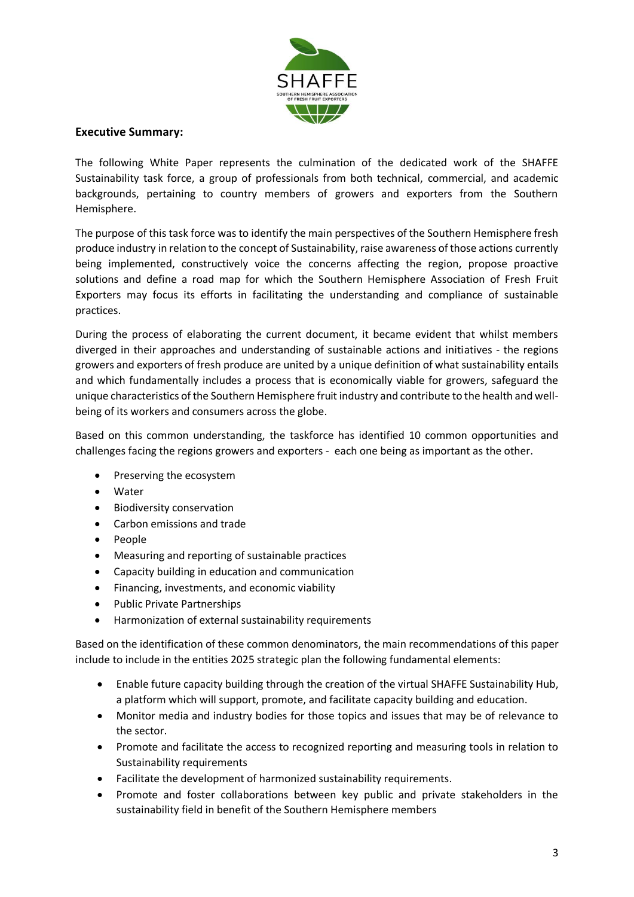**Executive Summary:**

The following White Paper represents the culmination of the dedicated work of the SHAFFE Sustainability task force, a group of professionals from both technical, commercial, and academic backgrounds, pertaining to country members of growers and exporters from the Southern Hemisphere.

The purpose of this task force was to identify the main perspectives of the Southern Hemisphere fresh produce industry in relation to the concept of Sustainability, raise awareness of those actions currently being implemented, constructively voice the concerns affecting the region, propose proactive solutions and define a road map for which the Southern Hemisphere Association of Fresh Fruit Exporters may focus its efforts in facilitating the understanding and compliance of sustainable practices.

During the process of elaborating the current document, it became evident that whilst members diverged in their approaches and understanding of sustainable actions and initiatives - the regions growers and exporters of fresh produce are united by a unique definition of what sustainability entails and which fundamentally includes a process that is economically viable for growers, safeguard the unique characteristics of the Southern Hemisphere fruit industry and contribute to the health and well-being of its workers and consumers across the globe.

Based on this common understanding, the taskforce has identified 10 common opportunities and challenges facing the regions growers and exporters - each one being as important as the other.

- Preserving the ecosystem
- Water
- Biodiversity conservation
- Carbon emissions and trade
- People
- Measuring and reporting of sustainable practices
- Capacity building in education and communication
- Financing, investments, and economic viability
- Public Private Partnerships
- Harmonization of external sustainability requirements

Based on the identification of these common denominators, the main recommendations of this paper include to include in the entities 2025 strategic plan the following fundamental elements:

- Enable future capacity building through the creation of the virtual SHAFFE Sustainability Hub, a platform which will support, promote, and facilitate capacity building and education.
- Monitor media and industry bodies for those topics and issues that may be of relevance to the sector.
- Promote and facilitate the access to recognized reporting and measuring tools in relation to Sustainability requirements
- Facilitate the development of harmonized sustainability requirements.
- Promote and foster collaborations between key public and private stakeholders in the sustainability field in benefit of the Southern Hemisphere members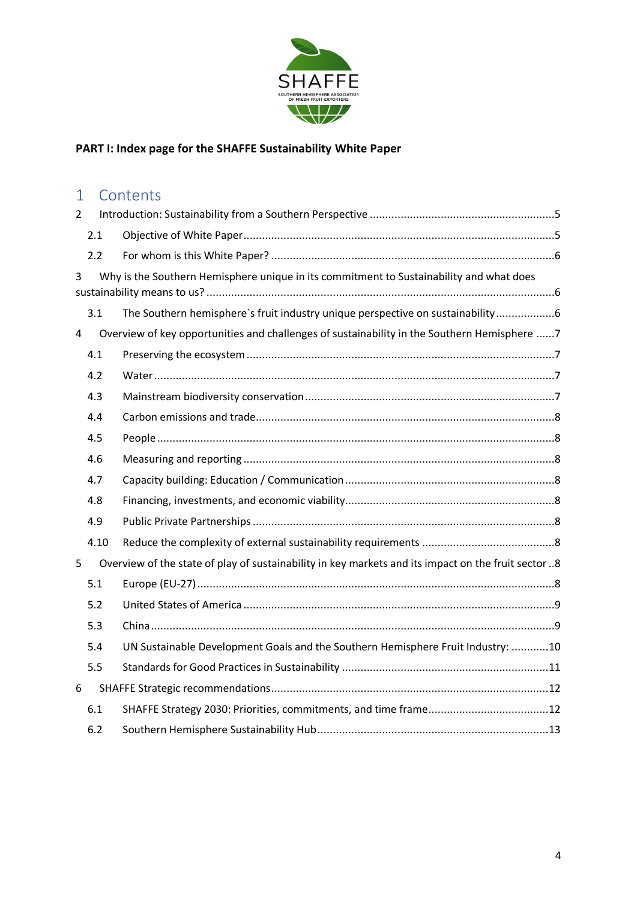**PART I: Index page for the SHAFFE Sustainability White Paper**

# 1 Contents

2 Introduction: Sustainability from a Southern Perspective ....................................................5

- 2.1 Objective of White Paper ....................................................................................5
- 2.2 For whom is this White Paper? ............................................................................6

3 Why is the Southern Hemisphere unique in its commitment to Sustainability and what does sustainability means to us? ....................................................................................................6

- 3.1 The Southern hemisphere`s fruit industry unique perspective on sustainability ...................6

4 Overview of key opportunities and challenges of sustainability in the Southern Hemisphere ......7

- 4.1 Preserving the ecosystem ....................................................................................7
- 4.2 Water ...................................................................................................................7
- 4.3 Mainstream biodiversity conservation ..................................................................7
- 4.4 Carbon emissions and trade ..................................................................................8
- 4.5 People ..................................................................................................................8
- 4.6 Measuring and reporting ......................................................................................8
- 4.7 Capacity building: Education / Communication ....................................................8
- 4.8 Financing, investments, and economic viability ....................................................8
- 4.9 Public Private Partnerships ..................................................................................8
- 4.10 Reduce the complexity of external sustainability requirements .............................8

5 Overview of the state of play of sustainability in key markets and its impact on the fruit sector ..8

- 5.1 Europe (EU-27) .....................................................................................................8
- 5.2 United States of America .......................................................................................9
- 5.3 China ....................................................................................................................9
- 5.4 UN Sustainable Development Goals and the Southern Hemisphere Fruit Industry: ............10
- 5.5 Standards for Good Practices in Sustainability ......................................................11

6 SHAFFE Strategic recommendations ...........................................................................12

- 6.1 SHAFFE Strategy 2030: Priorities, commitments, and time frame .........................12
- 6.2 Southern Hemisphere Sustainability Hub ..............................................................13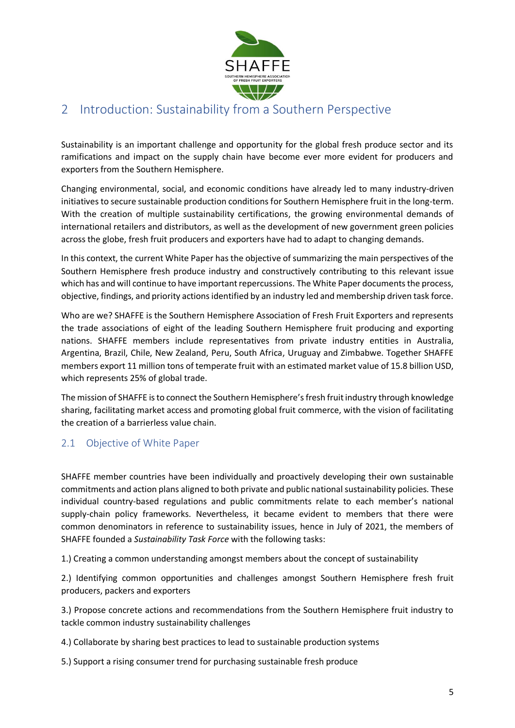# 2 Introduction: Sustainability from a Southern Perspective

Sustainability is an important challenge and opportunity for the global fresh produce sector and its ramifications and impact on the supply chain have become ever more evident for producers and exporters from the Southern Hemisphere.

Changing environmental, social, and economic conditions have already led to many industry-driven initiatives to secure sustainable production conditions for Southern Hemisphere fruit in the long-term. With the creation of multiple sustainability certifications, the growing environmental demands of international retailers and distributors, as well as the development of new government green policies across the globe, fresh fruit producers and exporters have had to adapt to changing demands.

In this context, the current White Paper has the objective of summarizing the main perspectives of the Southern Hemisphere fresh produce industry and constructively contributing to this relevant issue which has and will continue to have important repercussions. The White Paper documents the process, objective, findings, and priority actions identified by an industry led and membership driven task force.

Who are we? SHAFFE is the Southern Hemisphere Association of Fresh Fruit Exporters and represents the trade associations of eight of the leading Southern Hemisphere fruit producing and exporting nations. SHAFFE members include representatives from private industry entities in Australia, Argentina, Brazil, Chile, New Zealand, Peru, South Africa, Uruguay and Zimbabwe. Together SHAFFE members export 11 million tons of temperate fruit with an estimated market value of 15.8 billion USD, which represents 25% of global trade.

The mission of SHAFFE is to connect the Southern Hemisphere's fresh fruit industry through knowledge sharing, facilitating market access and promoting global fruit commerce, with the vision of facilitating the creation of a barrierless value chain.

## 2.1 Objective of White Paper

SHAFFE member countries have been individually and proactively developing their own sustainable commitments and action plans aligned to both private and public national sustainability policies. These individual country-based regulations and public commitments relate to each member's national supply-chain policy frameworks. Nevertheless, it became evident to members that there were common denominators in reference to sustainability issues, hence in July of 2021, the members of SHAFFE founded a *Sustainability Task Force* with the following tasks:

1.) Creating a common understanding amongst members about the concept of sustainability

2.) Identifying common opportunities and challenges amongst Southern Hemisphere fresh fruit producers, packers and exporters

3.) Propose concrete actions and recommendations from the Southern Hemisphere fruit industry to tackle common industry sustainability challenges

4.) Collaborate by sharing best practices to lead to sustainable production systems

5.) Support a rising consumer trend for purchasing sustainable fresh produce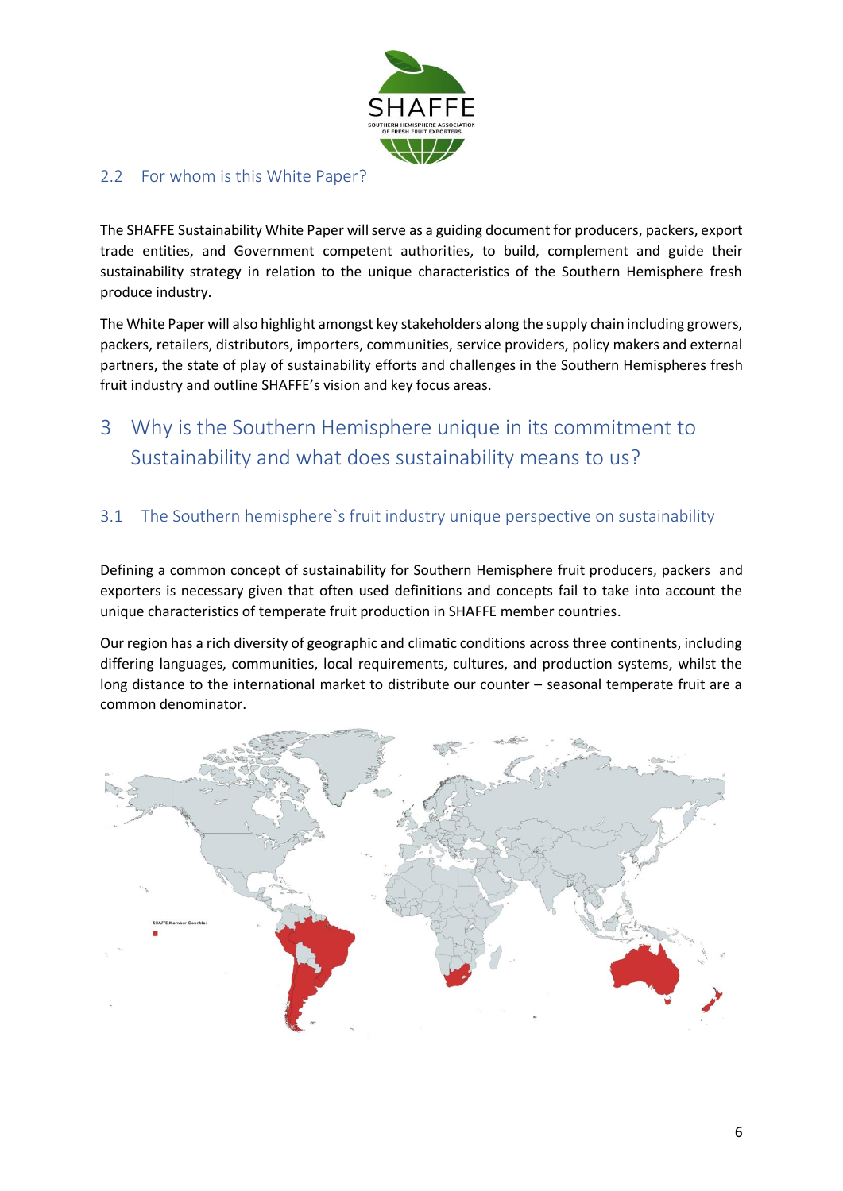## 2.2 For whom is this White Paper?

The SHAFFE Sustainability White Paper will serve as a guiding document for producers, packers, export trade entities, and Government competent authorities, to build, complement and guide their sustainability strategy in relation to the unique characteristics of the Southern Hemisphere fresh produce industry.

The White Paper will also highlight amongst key stakeholders along the supply chain including growers, packers, retailers, distributors, importers, communities, service providers, policy makers and external partners, the state of play of sustainability efforts and challenges in the Southern Hemispheres fresh fruit industry and outline SHAFFE's vision and key focus areas.

# 3 Why is the Southern Hemisphere unique in its commitment to Sustainability and what does sustainability means to us?

## 3.1 The Southern hemisphere`s fruit industry unique perspective on sustainability

Defining a common concept of sustainability for Southern Hemisphere fruit producers, packers and exporters is necessary given that often used definitions and concepts fail to take into account the unique characteristics of temperate fruit production in SHAFFE member countries.

Our region has a rich diversity of geographic and climatic conditions across three continents, including differing languages, communities, local requirements, cultures, and production systems, whilst the long distance to the international market to distribute our counter – seasonal temperate fruit are a common denominator.

SHAFFE Member Countries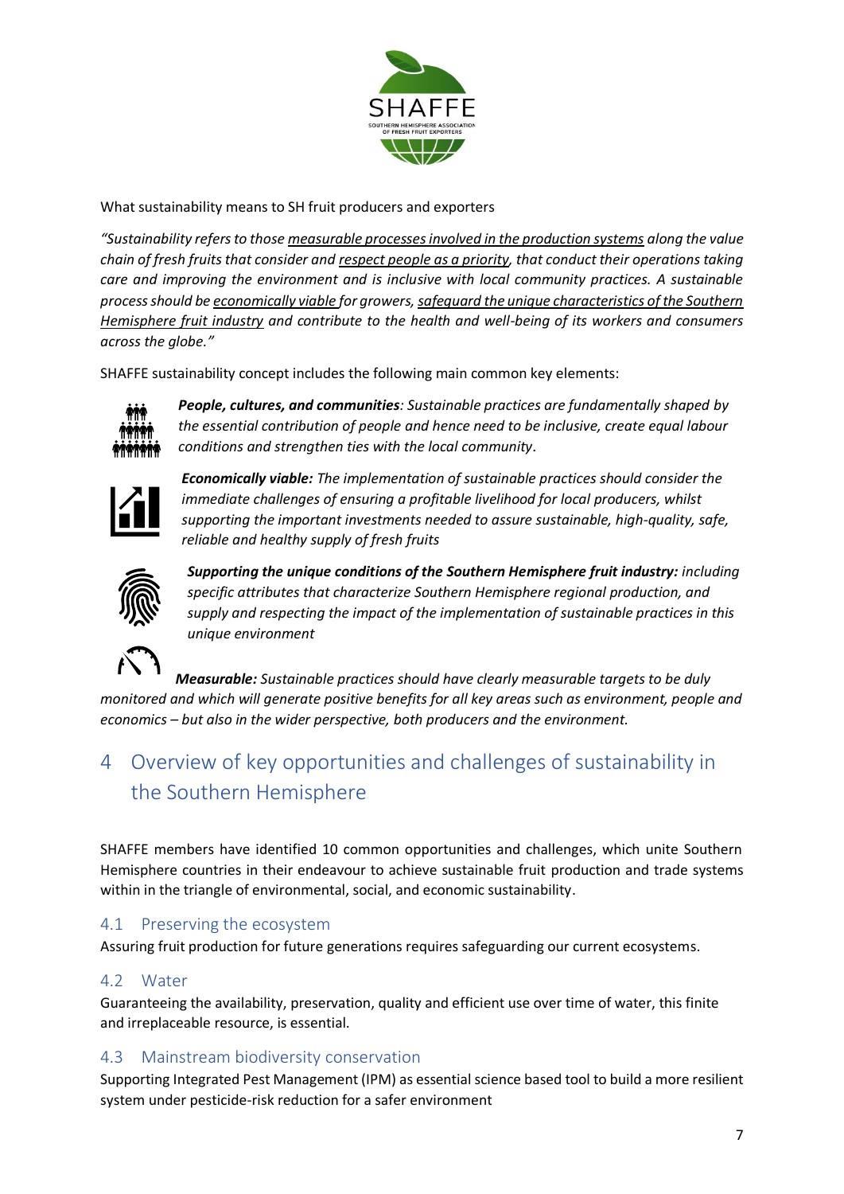What sustainability means to SH fruit producers and exporters

*"Sustainability refers to those measurable processes involved in the production systems along the value chain of fresh fruits that consider and respect people as a priority, that conduct their operations taking care and improving the environment and is inclusive with local community practices. A sustainable process should be economically viable for growers, safeguard the unique characteristics of the Southern Hemisphere fruit industry and contribute to the health and well-being of its workers and consumers across the globe."*

SHAFFE sustainability concept includes the following main common key elements:

***People, cultures, and communities****: Sustainable practices are fundamentally shaped by the essential contribution of people and hence need to be inclusive, create equal labour conditions and strengthen ties with the local community.*

***Economically viable:*** *The implementation of sustainable practices should consider the immediate challenges of ensuring a profitable livelihood for local producers, whilst supporting the important investments needed to assure sustainable, high-quality, safe, reliable and healthy supply of fresh fruits*

***Supporting the unique conditions of the Southern Hemisphere fruit industry:*** *including specific attributes that characterize Southern Hemisphere regional production, and supply and respecting the impact of the implementation of sustainable practices in this unique environment*

***Measurable:*** *Sustainable practices should have clearly measurable targets to be duly monitored and which will generate positive benefits for all key areas such as environment, people and economics – but also in the wider perspective, both producers and the environment.*

# 4 Overview of key opportunities and challenges of sustainability in the Southern Hemisphere

SHAFFE members have identified 10 common opportunities and challenges, which unite Southern Hemisphere countries in their endeavour to achieve sustainable fruit production and trade systems within in the triangle of environmental, social, and economic sustainability.

## 4.1 Preserving the ecosystem

Assuring fruit production for future generations requires safeguarding our current ecosystems.

## 4.2 Water

Guaranteeing the availability, preservation, quality and efficient use over time of water, this finite and irreplaceable resource, is essential.

## 4.3 Mainstream biodiversity conservation

Supporting Integrated Pest Management (IPM) as essential science based tool to build a more resilient system under pesticide-risk reduction for a safer environment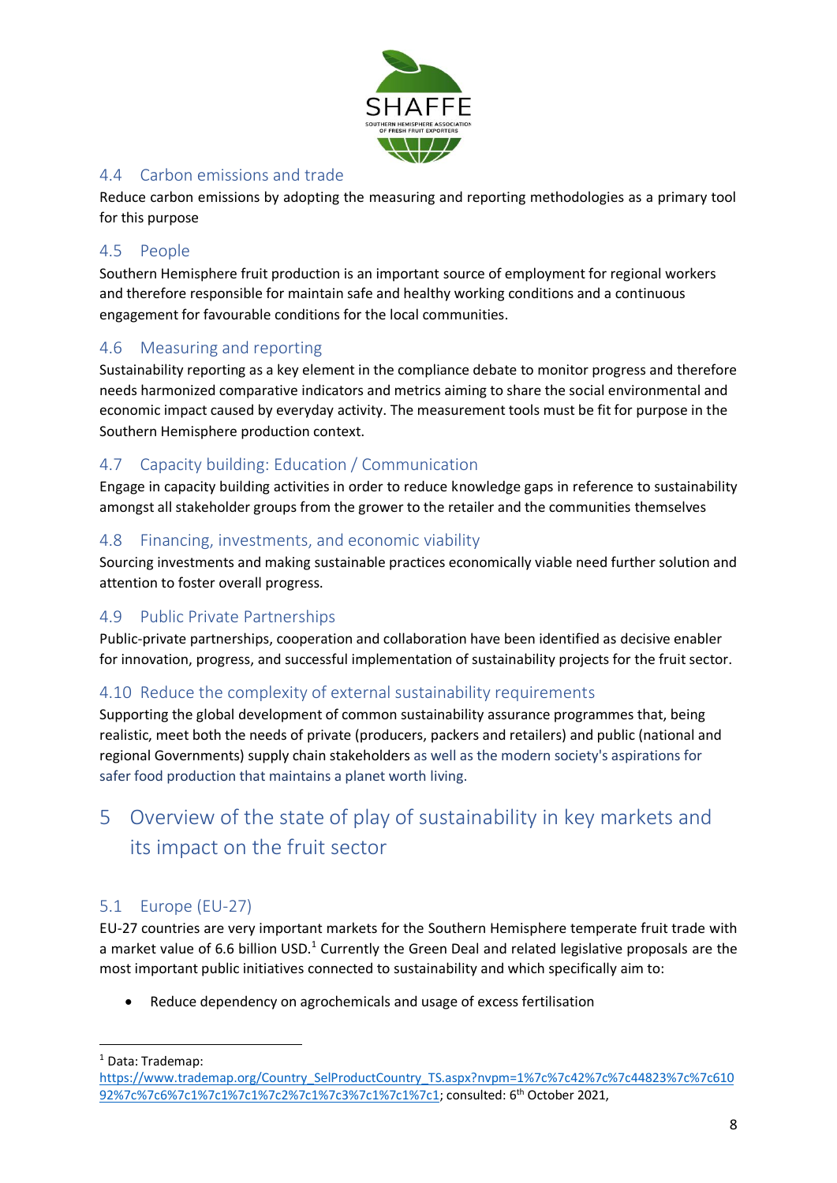## 4.4 Carbon emissions and trade

Reduce carbon emissions by adopting the measuring and reporting methodologies as a primary tool for this purpose

## 4.5 People

Southern Hemisphere fruit production is an important source of employment for regional workers and therefore responsible for maintain safe and healthy working conditions and a continuous engagement for favourable conditions for the local communities.

## 4.6 Measuring and reporting

Sustainability reporting as a key element in the compliance debate to monitor progress and therefore needs harmonized comparative indicators and metrics aiming to share the social environmental and economic impact caused by everyday activity. The measurement tools must be fit for purpose in the Southern Hemisphere production context.

## 4.7 Capacity building: Education / Communication

Engage in capacity building activities in order to reduce knowledge gaps in reference to sustainability amongst all stakeholder groups from the grower to the retailer and the communities themselves

## 4.8 Financing, investments, and economic viability

Sourcing investments and making sustainable practices economically viable need further solution and attention to foster overall progress.

## 4.9 Public Private Partnerships

Public-private partnerships, cooperation and collaboration have been identified as decisive enabler for innovation, progress, and successful implementation of sustainability projects for the fruit sector.

## 4.10 Reduce the complexity of external sustainability requirements

Supporting the global development of common sustainability assurance programmes that, being realistic, meet both the needs of private (producers, packers and retailers) and public (national and regional Governments) supply chain stakeholders as well as the modern society's aspirations for safer food production that maintains a planet worth living.

# 5 Overview of the state of play of sustainability in key markets and its impact on the fruit sector

## 5.1 Europe (EU-27)

EU-27 countries are very important markets for the Southern Hemisphere temperate fruit trade with a market value of 6.6 billion USD.[1] Currently the Green Deal and related legislative proposals are the most important public initiatives connected to sustainability and which specifically aim to:

- Reduce dependency on agrochemicals and usage of excess fertilisation

---

[1] Data: Trademap: https://www.trademap.org/Country_SelProductCountry_TS.aspx?nvpm=1%7c%7c42%7c%7c44823%7c%7c61092%7c%7c6%7c1%7c1%7c1%7c2%7c1%7c3%7c1%7c1%7c1; consulted: 6th October 2021,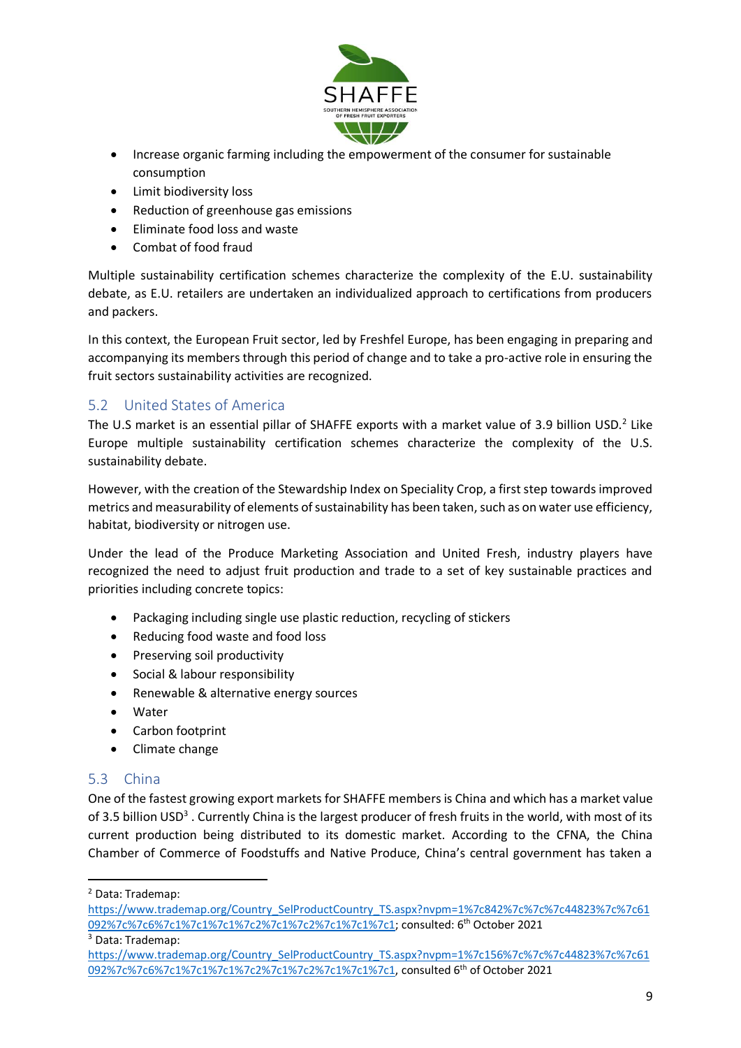- Increase organic farming including the empowerment of the consumer for sustainable consumption
- Limit biodiversity loss
- Reduction of greenhouse gas emissions
- Eliminate food loss and waste
- Combat of food fraud

Multiple sustainability certification schemes characterize the complexity of the E.U. sustainability debate, as E.U. retailers are undertaken an individualized approach to certifications from producers and packers.

In this context, the European Fruit sector, led by Freshfel Europe, has been engaging in preparing and accompanying its members through this period of change and to take a pro-active role in ensuring the fruit sectors sustainability activities are recognized.

## 5.2 United States of America

The U.S market is an essential pillar of SHAFFE exports with a market value of 3.9 billion USD.[2] Like Europe multiple sustainability certification schemes characterize the complexity of the U.S. sustainability debate.

However, with the creation of the Stewardship Index on Speciality Crop, a first step towards improved metrics and measurability of elements of sustainability has been taken, such as on water use efficiency, habitat, biodiversity or nitrogen use.

Under the lead of the Produce Marketing Association and United Fresh, industry players have recognized the need to adjust fruit production and trade to a set of key sustainable practices and priorities including concrete topics:

- Packaging including single use plastic reduction, recycling of stickers
- Reducing food waste and food loss
- Preserving soil productivity
- Social & labour responsibility
- Renewable & alternative energy sources
- Water
- Carbon footprint
- Climate change

## 5.3 China

One of the fastest growing export markets for SHAFFE members is China and which has a market value of 3.5 billion USD[3] . Currently China is the largest producer of fresh fruits in the world, with most of its current production being distributed to its domestic market. According to the CFNA, the China Chamber of Commerce of Foodstuffs and Native Produce, China's central government has taken a

---

[2] Data: Trademap: https://www.trademap.org/Country_SelProductCountry_TS.aspx?nvpm=1%7c842%7c%7c%7c44823%7c%7c61092%7c%7c6%7c1%7c1%7c1%7c2%7c1%7c2%7c1%7c1%7c1; consulted: 6th October 2021

[3] Data: Trademap: https://www.trademap.org/Country_SelProductCountry_TS.aspx?nvpm=1%7c156%7c%7c%7c44823%7c%7c61092%7c%7c6%7c1%7c1%7c1%7c2%7c1%7c2%7c1%7c1%7c1, consulted 6th of October 2021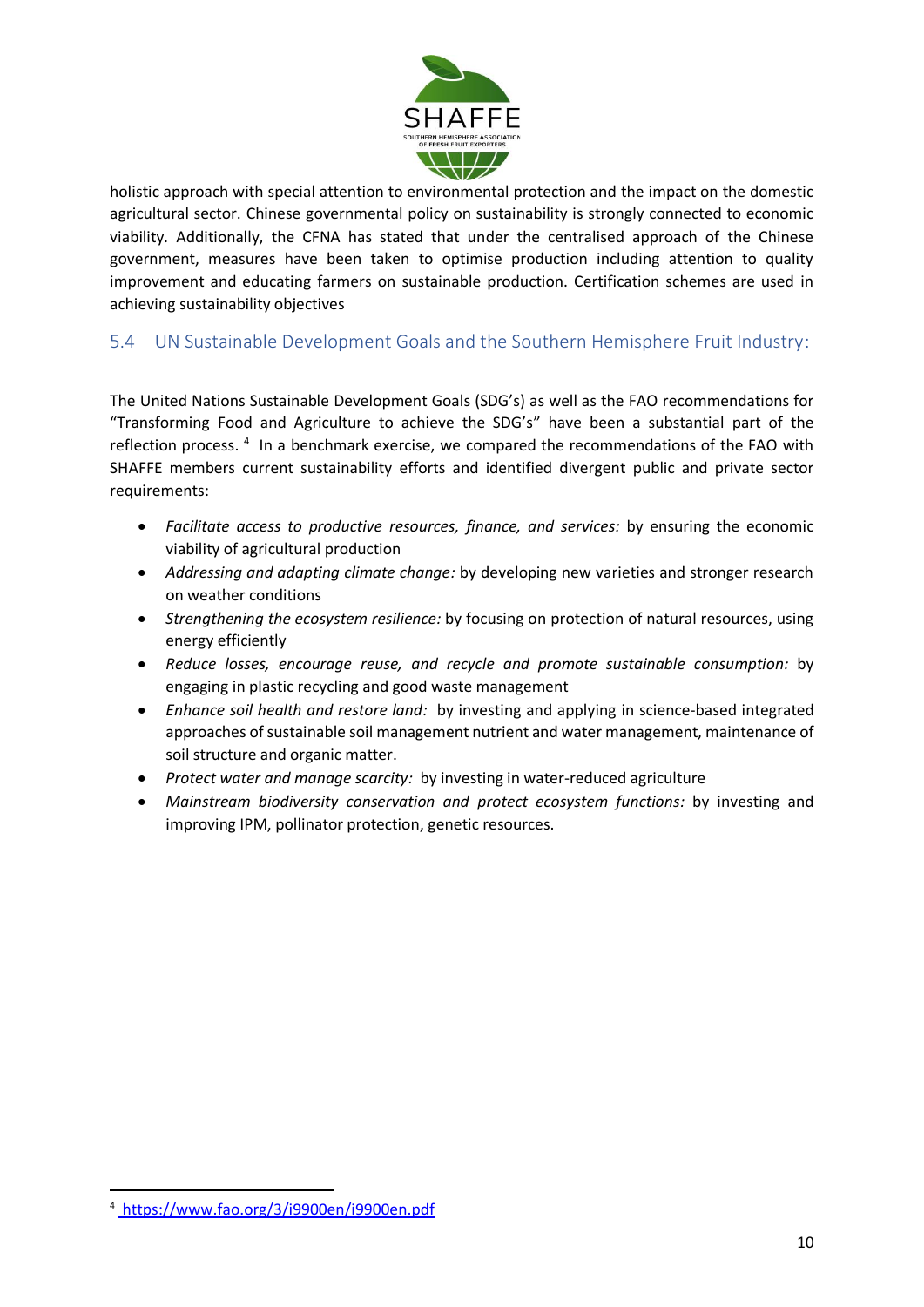holistic approach with special attention to environmental protection and the impact on the domestic agricultural sector. Chinese governmental policy on sustainability is strongly connected to economic viability. Additionally, the CFNA has stated that under the centralised approach of the Chinese government, measures have been taken to optimise production including attention to quality improvement and educating farmers on sustainable production. Certification schemes are used in achieving sustainability objectives

## 5.4 UN Sustainable Development Goals and the Southern Hemisphere Fruit Industry:

The United Nations Sustainable Development Goals (SDG's) as well as the FAO recommendations for "Transforming Food and Agriculture to achieve the SDG's" have been a substantial part of the reflection process. [4] In a benchmark exercise, we compared the recommendations of the FAO with SHAFFE members current sustainability efforts and identified divergent public and private sector requirements:

- *Facilitate access to productive resources, finance, and services:* by ensuring the economic viability of agricultural production
- *Addressing and adapting climate change:* by developing new varieties and stronger research on weather conditions
- *Strengthening the ecosystem resilience:* by focusing on protection of natural resources, using energy efficiently
- *Reduce losses, encourage reuse, and recycle and promote sustainable consumption:* by engaging in plastic recycling and good waste management
- *Enhance soil health and restore land:* by investing and applying in science-based integrated approaches of sustainable soil management nutrient and water management, maintenance of soil structure and organic matter.
- *Protect water and manage scarcity:* by investing in water-reduced agriculture
- *Mainstream biodiversity conservation and protect ecosystem functions:* by investing and improving IPM, pollinator protection, genetic resources.

[4] https://www.fao.org/3/i9900en/i9900en.pdf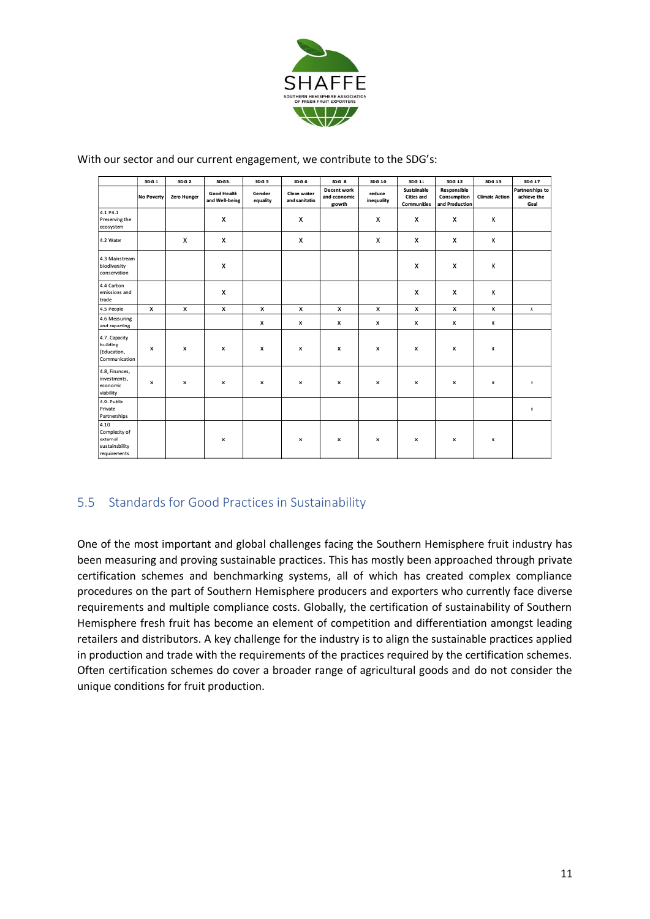With our sector and our current engagement, we contribute to the SDG's:

| | SDG 1 | SDG 2 | SDG3. | SDG 5 | SDG 6 | SDG 8 | SDG 10 | SDG 11 | SDG 12 | SDG 13 | SDG 17 |
|---|---|---|---|---|---|---|---|---|---|---|---|
| | No Poverty | Zero Hunger | Good Health and Well-being | Gender equality | Clean water and sanitatio | Decent work and economic growth | reduce inequality | Sustainable Cities and Communities | Responsible Consumption and Production | Climate Action | Partnerships to achieve the Goal |
| 4.1 P4.1 Preserving the ecosystem | | | X | | X | | X | X | X | X | |
| 4.2 Water | | X | X | | X | | X | X | X | X | |
| 4.3 Mainstream biodiversity conservation | | | X | | | | | X | X | X | |
| 4.4 Carbon emissions and trade | | | X | | | | | X | X | X | |
| 4.5 People | X | X | X | X | X | X | X | X | X | X | x |
| 4.6 Measuring and reporting | | | | x | x | x | x | x | x | x | |
| 4.7. Capacity building (Education, Communication | x | x | x | x | x | x | x | x | x | x | |
| 4.8, Finances, investments, economic viability | x | x | x | x | x | x | x | x | x | x | x |
| 4.9. Public Private Partnerships | | | | | | | | | | | x |
| 4.10 Complexity of external sustainability requirements | | | x | | x | x | x | x | x | x | |

## 5.5 Standards for Good Practices in Sustainability

One of the most important and global challenges facing the Southern Hemisphere fruit industry has been measuring and proving sustainable practices. This has mostly been approached through private certification schemes and benchmarking systems, all of which has created complex compliance procedures on the part of Southern Hemisphere producers and exporters who currently face diverse requirements and multiple compliance costs. Globally, the certification of sustainability of Southern Hemisphere fresh fruit has become an element of competition and differentiation amongst leading retailers and distributors. A key challenge for the industry is to align the sustainable practices applied in production and trade with the requirements of the practices required by the certification schemes. Often certification schemes do cover a broader range of agricultural goods and do not consider the unique conditions for fruit production.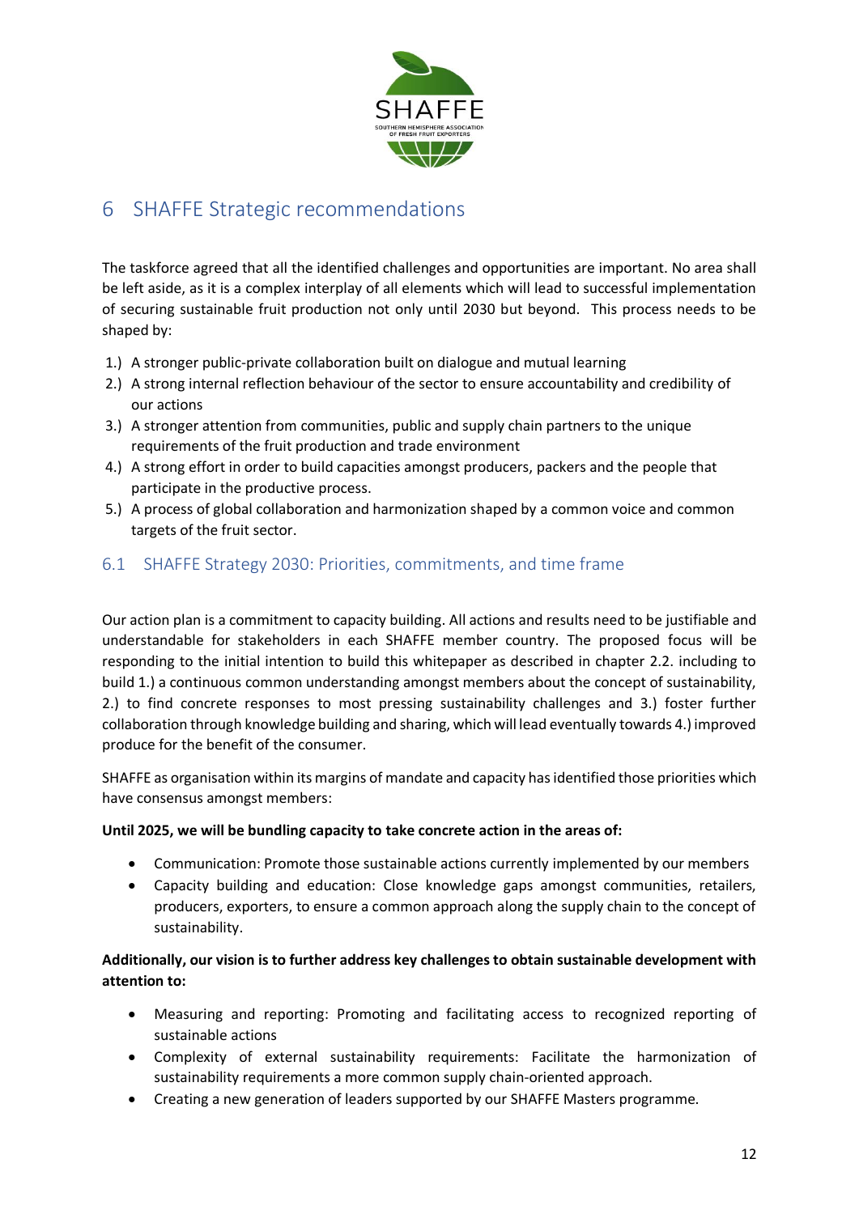# 6 SHAFFE Strategic recommendations

The taskforce agreed that all the identified challenges and opportunities are important. No area shall be left aside, as it is a complex interplay of all elements which will lead to successful implementation of securing sustainable fruit production not only until 2030 but beyond. This process needs to be shaped by:

1.) A stronger public-private collaboration built on dialogue and mutual learning
2.) A strong internal reflection behaviour of the sector to ensure accountability and credibility of our actions
3.) A stronger attention from communities, public and supply chain partners to the unique requirements of the fruit production and trade environment
4.) A strong effort in order to build capacities amongst producers, packers and the people that participate in the productive process.
5.) A process of global collaboration and harmonization shaped by a common voice and common targets of the fruit sector.

## 6.1 SHAFFE Strategy 2030: Priorities, commitments, and time frame

Our action plan is a commitment to capacity building. All actions and results need to be justifiable and understandable for stakeholders in each SHAFFE member country. The proposed focus will be responding to the initial intention to build this whitepaper as described in chapter 2.2. including to build 1.) a continuous common understanding amongst members about the concept of sustainability, 2.) to find concrete responses to most pressing sustainability challenges and 3.) foster further collaboration through knowledge building and sharing, which will lead eventually towards 4.) improved produce for the benefit of the consumer.

SHAFFE as organisation within its margins of mandate and capacity has identified those priorities which have consensus amongst members:

**Until 2025, we will be bundling capacity to take concrete action in the areas of:**

- Communication: Promote those sustainable actions currently implemented by our members
- Capacity building and education: Close knowledge gaps amongst communities, retailers, producers, exporters, to ensure a common approach along the supply chain to the concept of sustainability.

**Additionally, our vision is to further address key challenges to obtain sustainable development with attention to:**

- Measuring and reporting: Promoting and facilitating access to recognized reporting of sustainable actions
- Complexity of external sustainability requirements: Facilitate the harmonization of sustainability requirements a more common supply chain-oriented approach.
- Creating a new generation of leaders supported by our SHAFFE Masters programme.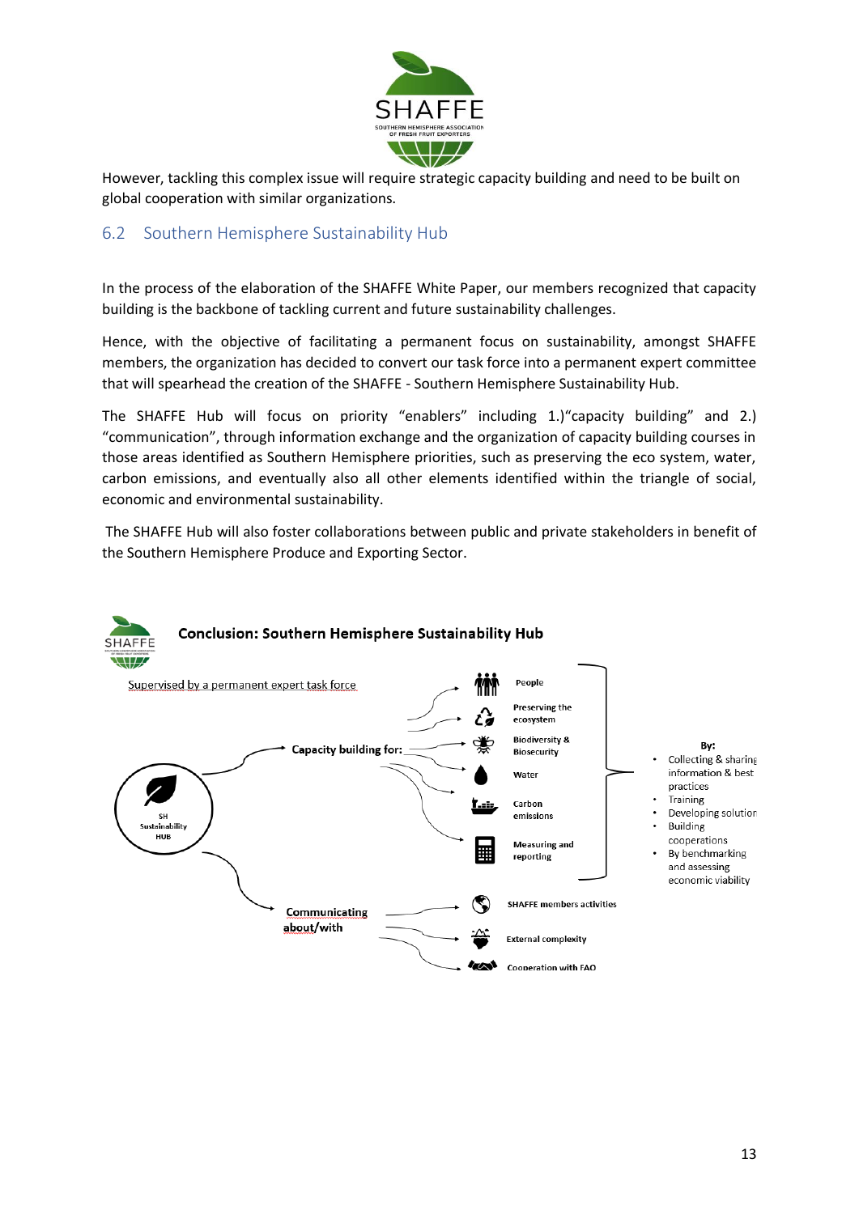However, tackling this complex issue will require strategic capacity building and need to be built on global cooperation with similar organizations.

## 6.2 Southern Hemisphere Sustainability Hub

In the process of the elaboration of the SHAFFE White Paper, our members recognized that capacity building is the backbone of tackling current and future sustainability challenges.

Hence, with the objective of facilitating a permanent focus on sustainability, amongst SHAFFE members, the organization has decided to convert our task force into a permanent expert committee that will spearhead the creation of the SHAFFE - Southern Hemisphere Sustainability Hub.

The SHAFFE Hub will focus on priority "enablers" including 1.)"capacity building" and 2.) "communication", through information exchange and the organization of capacity building courses in those areas identified as Southern Hemisphere priorities, such as preserving the eco system, water, carbon emissions, and eventually also all other elements identified within the triangle of social, economic and environmental sustainability.

The SHAFFE Hub will also foster collaborations between public and private stakeholders in benefit of the Southern Hemisphere Produce and Exporting Sector.

**Conclusion: Southern Hemisphere Sustainability Hub**

Supervised by a permanent expert task force

SH Sustainability HUB

Capacity building for:

People

Preserving the ecosystem

Biodiversity & Biosecurity

Water

Carbon emissions

Measuring and reporting

By:

- Collecting & sharing information & best practices
- Training
- Developing solution
- Building cooperations
- By benchmarking and assessing economic viability

Communicating about/with

SHAFFE members activities

External complexity

Cooperation with FAO